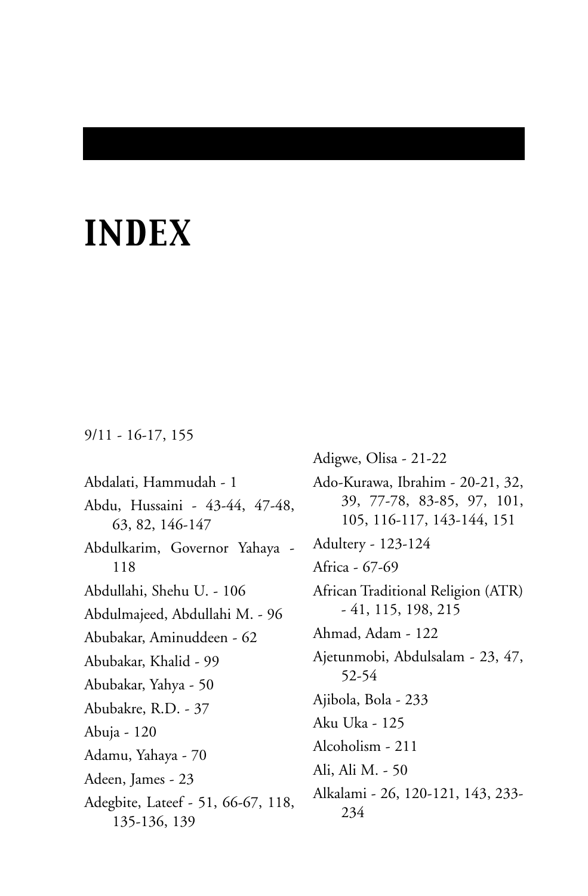# INDEX

9/11 - 16-17, 155

Abdalati, Hammudah - 1

Abdu, Hussaini - 43-44, 47-48, 63, 82, 146-147

Abdulkarim, Governor Yahaya - 118

Abdullahi, Shehu U. - 106

Abdulmajeed, Abdullahi M. - 96

Abubakar, Aminuddeen - 62

Abubakar, Khalid - 99

Abubakar, Yahya - 50

Abubakre, R.D. - 37

Abuja - 120

Adamu, Yahaya - 70

Adeen, James - 23

Adegbite, Lateef - 51, 66-67, 118, 135-136, 139

Adigwe, Olisa - 21-22

Ado-Kurawa, Ibrahim - 20-21, 32, 39, 77-78, 83-85, 97, 101, 105, 116-117, 143-144, 151

Adultery - 123-124

Africa - 67-69

African Traditional Religion (ATR) - 41, 115, 198, 215

Ahmad, Adam - 122

Ajetunmobi, Abdulsalam - 23, 47, 52-54

Ajibola, Bola - 233

Aku Uka - 125

Alcoholism - 211

Ali, Ali M. - 50

Alkalami - 26, 120-121, 143, 233-234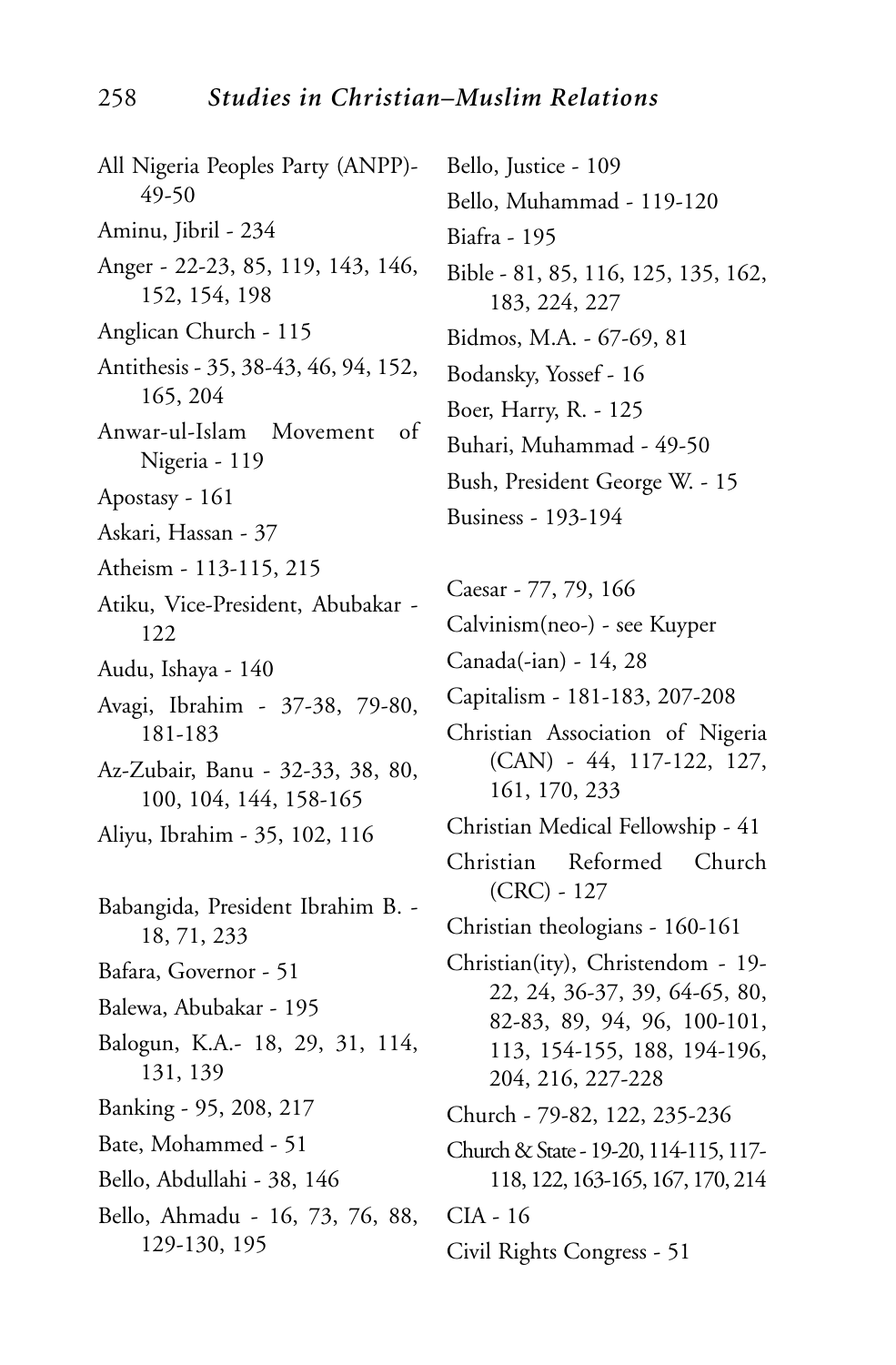All Nigeria Peoples Party (ANPP)- 49-50

Aminu, Jibril - 234

Anger - 22-23, 85, 119, 143, 146, 152, 154, 198

Anglican Church - 115

Antithesis - 35, 38-43, 46, 94, 152, 165, 204

Anwar-ul-Islam Movement of Nigeria - 119

Apostasy - 161

Askari, Hassan - 37

Atheism - 113-115, 215

Atiku, Vice-President, Abubakar - 122

Audu, Ishaya - 140

Avagi, Ibrahim - 37-38, 79-80, 181-183

Az-Zubair, Banu - 32-33, 38, 80, 100, 104, 144, 158-165

Aliyu, Ibrahim - 35, 102, 116

Babangida, President Ibrahim B. - 18, 71, 233

Bafara, Governor - 51

Balewa, Abubakar - 195

Balogun, K.A.- 18, 29, 31, 114, 131, 139

Banking - 95, 208, 217

Bate, Mohammed - 51

Bello, Abdullahi - 38, 146

Bello, Ahmadu - 16, 73, 76, 88, 129-130, 195

Bello, Justice - 109

Bello, Muhammad - 119-120

Biafra - 195

Bible - 81, 85, 116, 125, 135, 162, 183, 224, 227

Bidmos, M.A. - 67-69, 81

Bodansky, Yossef - 16

Boer, Harry, R. - 125

Buhari, Muhammad - 49-50

Bush, President George W. - 15

Business - 193-194

Caesar - 77, 79, 166

Calvinism(neo-) - see Kuyper

Canada(-ian) - 14, 28

Capitalism - 181-183, 207-208

Christian Association of Nigeria (CAN) - 44, 117-122, 127, 161, 170, 233

Christian Medical Fellowship - 41

Christian Reformed Church (CRC) - 127

Christian theologians - 160-161

Christian(ity), Christendom - 19-22, 24, 36-37, 39, 64-65, 80, 82-83, 89, 94, 96, 100-101, 113, 154-155, 188, 194-196, 204, 216, 227-228

Church - 79-82, 122, 235-236

Church & State - 19-20, 114-115, 117-118, 122, 163-165, 167, 170, 214

CIA - 16

Civil Rights Congress - 51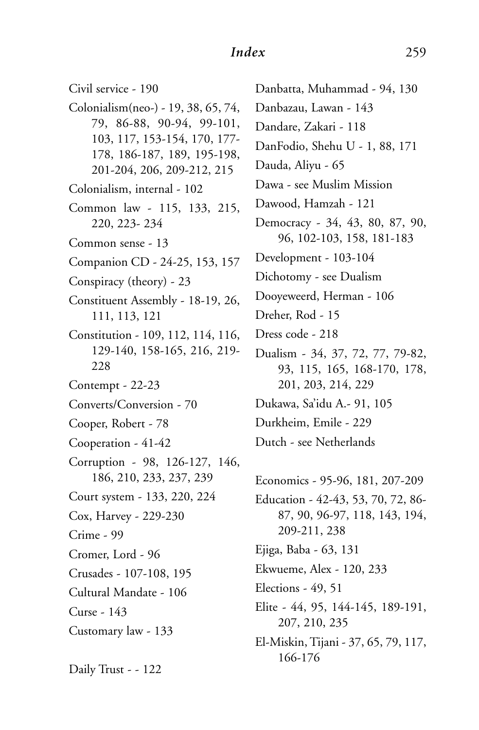Civil service - 190

Colonialism(neo-) - 19, 38, 65, 74, 79, 86-88, 90-94, 99-101, 103, 117, 153-154, 170, 177-178, 186-187, 189, 195-198, 201-204, 206, 209-212, 215

Colonialism, internal - 102

Common law - 115, 133, 215, 220, 223- 234

Common sense - 13

Companion CD - 24-25, 153, 157

Conspiracy (theory) - 23

Constituent Assembly - 18-19, 26, 111, 113, 121

Constitution - 109, 112, 114, 116, 129-140, 158-165, 216, 219-228

Contempt - 22-23

Converts/Conversion - 70

Cooper, Robert - 78

Cooperation - 41-42

Corruption - 98, 126-127, 146, 186, 210, 233, 237, 239

Court system - 133, 220, 224

Cox, Harvey - 229-230

Crime - 99

Cromer, Lord - 96

Crusades - 107-108, 195

Cultural Mandate - 106

Curse - 143

Customary law - 133

Daily Trust - - 122

Danbatta, Muhammad - 94, 130

Danbazau, Lawan - 143

Dandare, Zakari - 118

DanFodio, Shehu U - 1, 88, 171

Dauda, Aliyu - 65

Dawa - see Muslim Mission

Dawood, Hamzah - 121

Democracy - 34, 43, 80, 87, 90, 96, 102-103, 158, 181-183

Development - 103-104

Dichotomy - see Dualism

Dooyeweerd, Herman - 106

Dreher, Rod - 15

Dress code - 218

Dualism - 34, 37, 72, 77, 79-82, 93, 115, 165, 168-170, 178, 201, 203, 214, 229

Dukawa, Sa'idu A.- 91, 105

Durkheim, Emile - 229

Dutch - see Netherlands

Economics - 95-96, 181, 207-209

Education - 42-43, 53, 70, 72, 86-87, 90, 96-97, 118, 143, 194, 209-211, 238

Ejiga, Baba - 63, 131

Ekwueme, Alex - 120, 233

Elections - 49, 51

Elite - 44, 95, 144-145, 189-191, 207, 210, 235

El-Miskin, Tijani - 37, 65, 79, 117, 166-176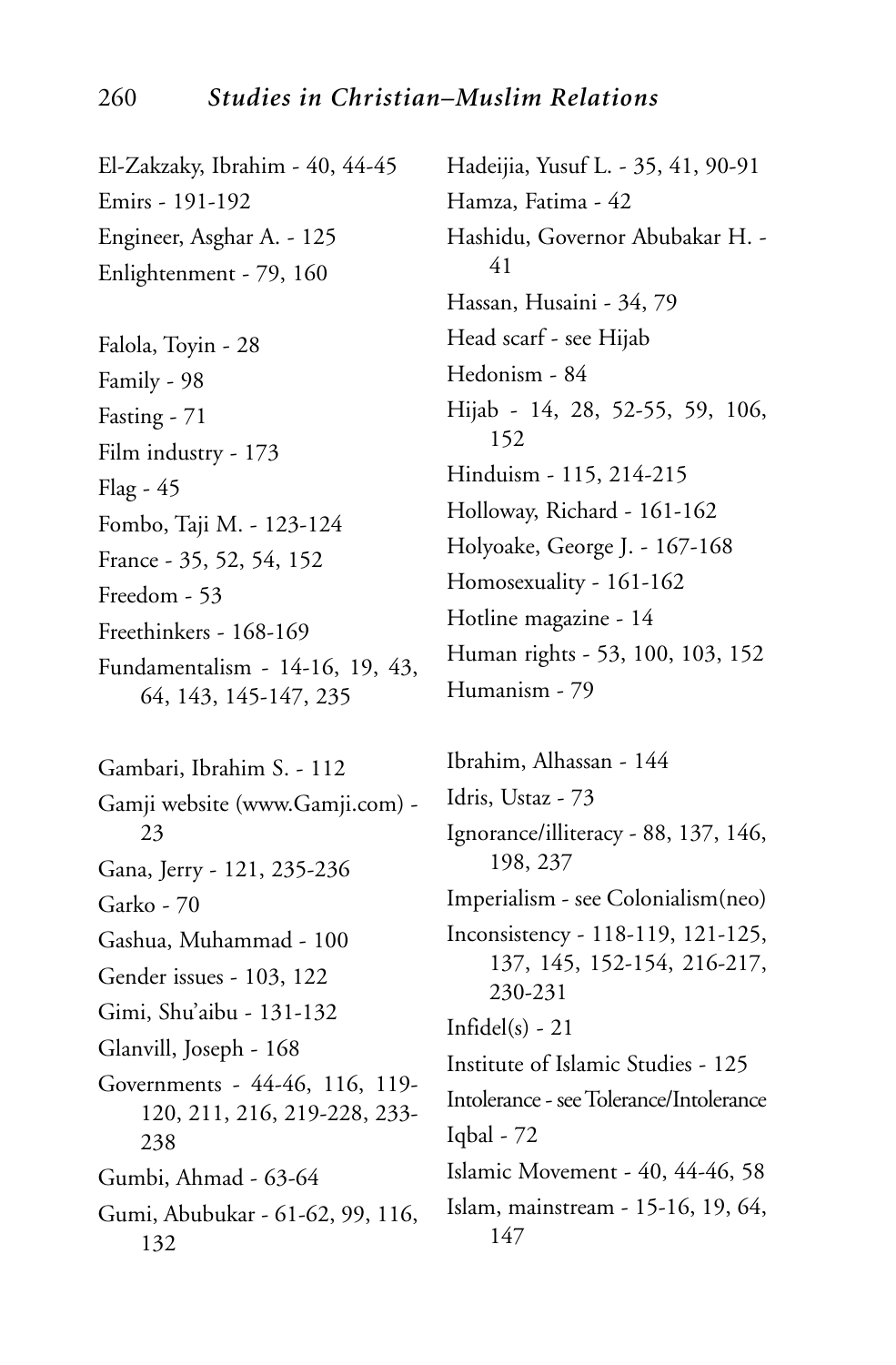El-Zakzaky, Ibrahim - 40, 44-45
Emirs - 191-192
Engineer, Asghar A. - 125
Enlightenment - 79, 160

Falola, Toyin - 28
Family - 98
Fasting - 71
Film industry - 173
Flag - 45
Fombo, Taji M. - 123-124
France - 35, 52, 54, 152
Freedom - 53
Freethinkers - 168-169
Fundamentalism - 14-16, 19, 43, 64, 143, 145-147, 235

Gambari, Ibrahim S. - 112
Gamji website (www.Gamji.com) - 23
Gana, Jerry - 121, 235-236
Garko - 70
Gashua, Muhammad - 100
Gender issues - 103, 122
Gimi, Shu'aibu - 131-132
Glanvill, Joseph - 168
Governments - 44-46, 116, 119-120, 211, 216, 219-228, 233-238
Gumbi, Ahmad - 63-64
Gumi, Abubukar - 61-62, 99, 116, 132

Hadeijia, Yusuf L. - 35, 41, 90-91
Hamza, Fatima - 42
Hashidu, Governor Abubakar H. - 41
Hassan, Husaini - 34, 79
Head scarf - see Hijab
Hedonism - 84
Hijab - 14, 28, 52-55, 59, 106, 152
Hinduism - 115, 214-215
Holloway, Richard - 161-162
Holyoake, George J. - 167-168
Homosexuality - 161-162
Hotline magazine - 14
Human rights - 53, 100, 103, 152
Humanism - 79

Ibrahim, Alhassan - 144
Idris, Ustaz - 73
Ignorance/illiteracy - 88, 137, 146, 198, 237
Imperialism - see Colonialism(neo)
Inconsistency - 118-119, 121-125, 137, 145, 152-154, 216-217, 230-231
Infidel(s) - 21
Institute of Islamic Studies - 125
Intolerance - see Tolerance/Intolerance
Iqbal - 72
Islamic Movement - 40, 44-46, 58
Islam, mainstream - 15-16, 19, 64, 147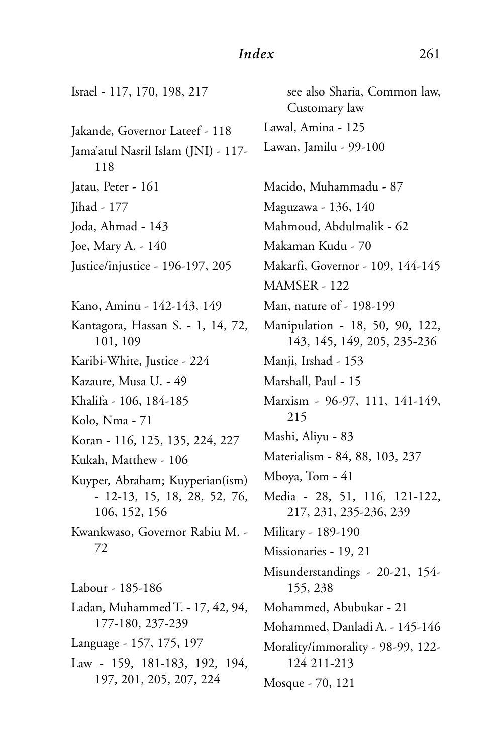Israel - 117, 170, 198, 217

Jakande, Governor Lateef - 118

Jama'atul Nasril Islam (JNI) - 117-118

Jatau, Peter - 161

Jihad - 177

Joda, Ahmad - 143

Joe, Mary A. - 140

Justice/injustice - 196-197, 205

Kano, Aminu - 142-143, 149

Kantagora, Hassan S. - 1, 14, 72, 101, 109

Karibi-White, Justice - 224

Kazaure, Musa U. - 49

Khalifa - 106, 184-185

Kolo, Nma - 71

Koran - 116, 125, 135, 224, 227

Kukah, Matthew - 106

Kuyper, Abraham; Kuyperian(ism) - 12-13, 15, 18, 28, 52, 76, 106, 152, 156

Kwankwaso, Governor Rabiu M. - 72

Labour - 185-186

Ladan, Muhammed T. - 17, 42, 94, 177-180, 237-239

Language - 157, 175, 197

Law - 159, 181-183, 192, 194, 197, 201, 205, 207, 224
    see also Sharia, Common law, Customary law

Lawal, Amina - 125

Lawan, Jamilu - 99-100

Macido, Muhammadu - 87

Maguzawa - 136, 140

Mahmoud, Abdulmalik - 62

Makaman Kudu - 70

Makarfi, Governor - 109, 144-145

MAMSER - 122

Man, nature of - 198-199

Manipulation - 18, 50, 90, 122, 143, 145, 149, 205, 235-236

Manji, Irshad - 153

Marshall, Paul - 15

Marxism - 96-97, 111, 141-149, 215

Mashi, Aliyu - 83

Materialism - 84, 88, 103, 237

Mboya, Tom - 41

Media - 28, 51, 116, 121-122, 217, 231, 235-236, 239

Military - 189-190

Missionaries - 19, 21

Misunderstandings - 20-21, 154-155, 238

Mohammed, Abubukar - 21

Mohammed, Danladi A. - 145-146

Morality/immorality - 98-99, 122-124 211-213

Mosque - 70, 121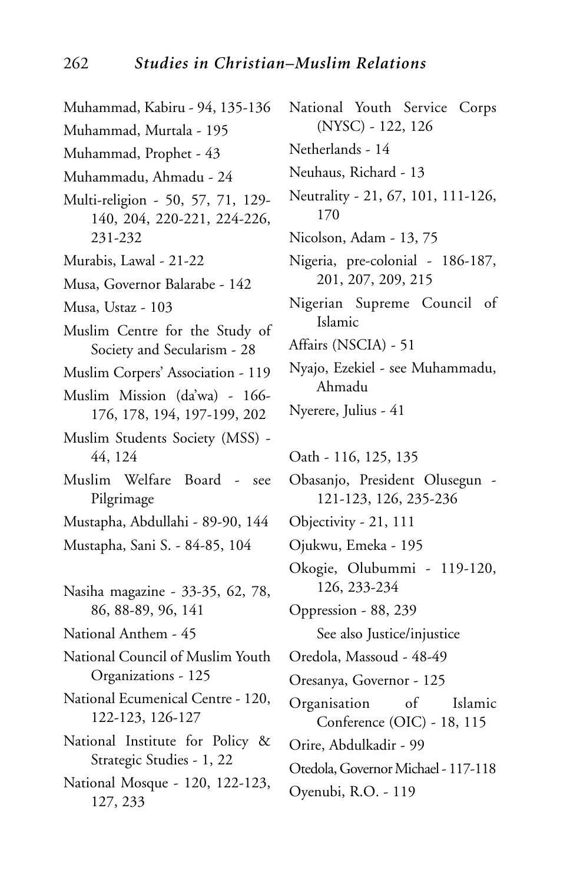Muhammad, Kabiru - 94, 135-136

Muhammad, Murtala - 195

Muhammad, Prophet - 43

Muhammadu, Ahmadu - 24

Multi-religion - 50, 57, 71, 129-140, 204, 220-221, 224-226, 231-232

Murabis, Lawal - 21-22

Musa, Governor Balarabe - 142

Musa, Ustaz - 103

Muslim Centre for the Study of Society and Secularism - 28

Muslim Corpers' Association - 119

Muslim Mission (da'wa) - 166-176, 178, 194, 197-199, 202

Muslim Students Society (MSS) - 44, 124

Muslim Welfare Board - see Pilgrimage

Mustapha, Abdullahi - 89-90, 144

Mustapha, Sani S. - 84-85, 104

Nasiha magazine - 33-35, 62, 78, 86, 88-89, 96, 141

National Anthem - 45

National Council of Muslim Youth Organizations - 125

National Ecumenical Centre - 120, 122-123, 126-127

National Institute for Policy & Strategic Studies - 1, 22

National Mosque - 120, 122-123, 127, 233

National Youth Service Corps (NYSC) - 122, 126

Netherlands - 14

Neuhaus, Richard - 13

Neutrality - 21, 67, 101, 111-126, 170

Nicolson, Adam - 13, 75

Nigeria, pre-colonial - 186-187, 201, 207, 209, 215

Nigerian Supreme Council of Islamic

Affairs (NSCIA) - 51

Nyajo, Ezekiel - see Muhammadu, Ahmadu

Nyerere, Julius - 41

Oath - 116, 125, 135

Obasanjo, President Olusegun - 121-123, 126, 235-236

Objectivity - 21, 111

Ojukwu, Emeka - 195

Okogie, Olubummi - 119-120, 126, 233-234

Oppression - 88, 239

See also Justice/injustice

Oredola, Massoud - 48-49

Oresanya, Governor - 125

Organisation of Islamic Conference (OIC) - 18, 115

Orire, Abdulkadir - 99

Otedola, Governor Michael - 117-118

Oyenubi, R.O. - 119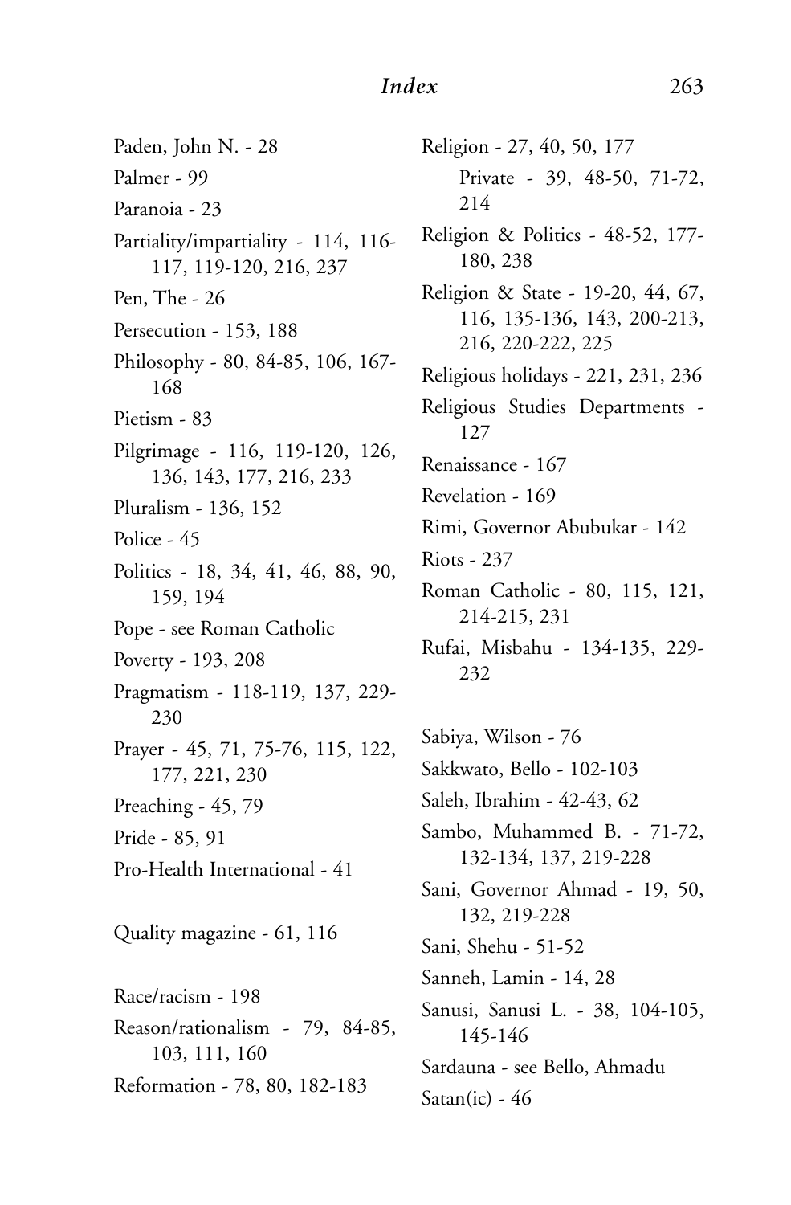Paden, John N. - 28

Palmer - 99

Paranoia - 23

Partiality/impartiality - 114, 116-117, 119-120, 216, 237

Pen, The - 26

Persecution - 153, 188

Philosophy - 80, 84-85, 106, 167-168

Pietism - 83

Pilgrimage - 116, 119-120, 126, 136, 143, 177, 216, 233

Pluralism - 136, 152

Police - 45

Politics - 18, 34, 41, 46, 88, 90, 159, 194

Pope - see Roman Catholic

Poverty - 193, 208

Pragmatism - 118-119, 137, 229-230

Prayer - 45, 71, 75-76, 115, 122, 177, 221, 230

Preaching - 45, 79

Pride - 85, 91

Pro-Health International - 41

Quality magazine - 61, 116

Race/racism - 198

Reason/rationalism - 79, 84-85, 103, 111, 160

Reformation - 78, 80, 182-183

Religion - 27, 40, 50, 177

  Private - 39, 48-50, 71-72, 214

Religion & Politics - 48-52, 177-180, 238

Religion & State - 19-20, 44, 67, 116, 135-136, 143, 200-213, 216, 220-222, 225

Religious holidays - 221, 231, 236

Religious Studies Departments - 127

Renaissance - 167

Revelation - 169

Rimi, Governor Abubukar - 142

Riots - 237

Roman Catholic - 80, 115, 121, 214-215, 231

Rufai, Misbahu - 134-135, 229-232

Sabiya, Wilson - 76

Sakkwato, Bello - 102-103

Saleh, Ibrahim - 42-43, 62

Sambo, Muhammed B. - 71-72, 132-134, 137, 219-228

Sani, Governor Ahmad - 19, 50, 132, 219-228

Sani, Shehu - 51-52

Sanneh, Lamin - 14, 28

Sanusi, Sanusi L. - 38, 104-105, 145-146

Sardauna - see Bello, Ahmadu

Satan(ic) - 46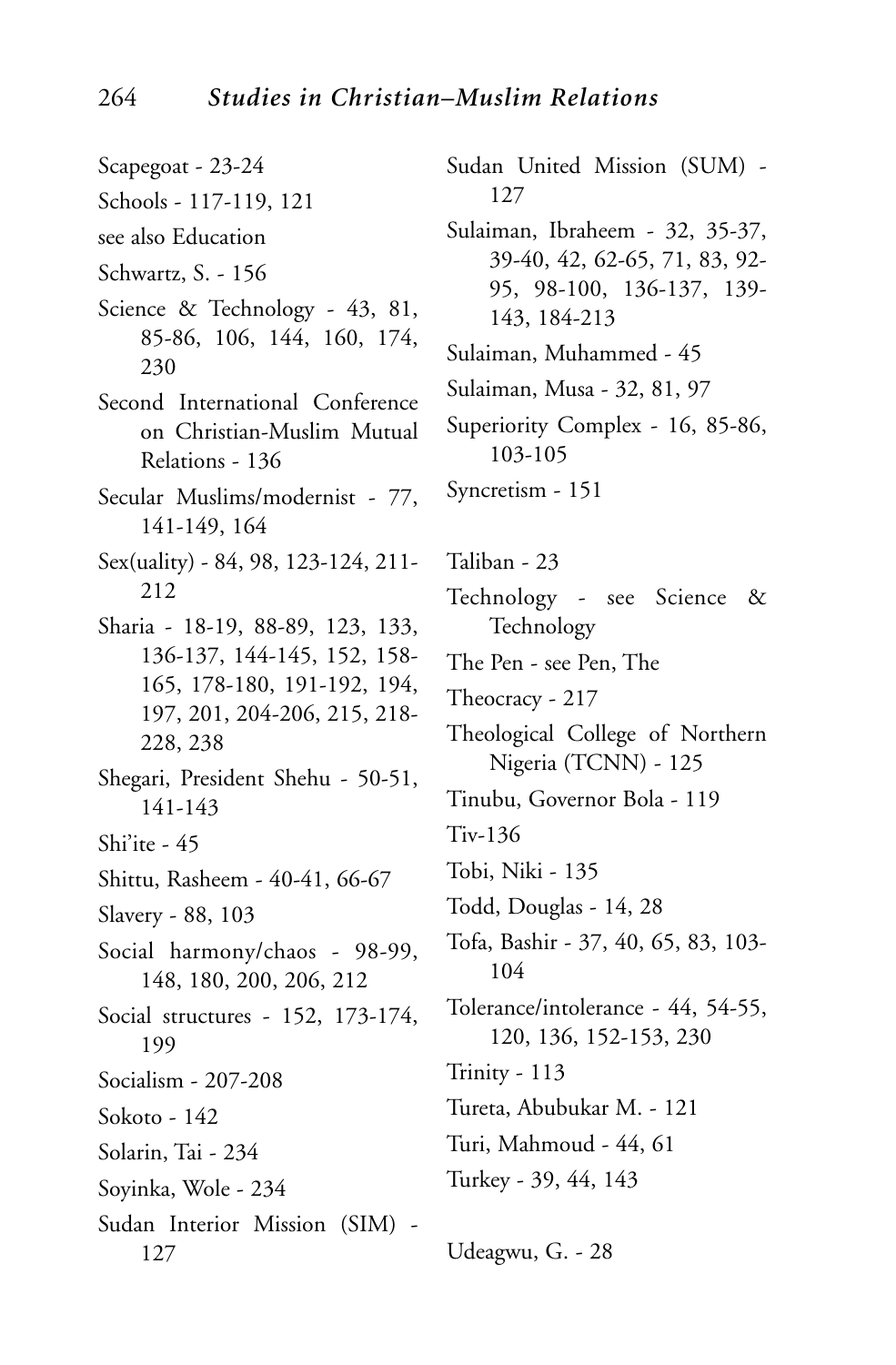Scapegoat - 23-24

Schools - 117-119, 121

see also Education

Schwartz, S. - 156

Science & Technology - 43, 81, 85-86, 106, 144, 160, 174, 230

Second International Conference on Christian-Muslim Mutual Relations - 136

Secular Muslims/modernist - 77, 141-149, 164

Sex(uality) - 84, 98, 123-124, 211-212

Sharia - 18-19, 88-89, 123, 133, 136-137, 144-145, 152, 158-165, 178-180, 191-192, 194, 197, 201, 204-206, 215, 218-228, 238

Shegari, President Shehu - 50-51, 141-143

Shi'ite - 45

Shittu, Rasheem - 40-41, 66-67

Slavery - 88, 103

Social harmony/chaos - 98-99, 148, 180, 200, 206, 212

Social structures - 152, 173-174, 199

Socialism - 207-208

Sokoto - 142

Solarin, Tai - 234

Soyinka, Wole - 234

Sudan Interior Mission (SIM) - 127

Sudan United Mission (SUM) - 127

Sulaiman, Ibraheem - 32, 35-37, 39-40, 42, 62-65, 71, 83, 92-95, 98-100, 136-137, 139-143, 184-213

Sulaiman, Muhammed - 45

Sulaiman, Musa - 32, 81, 97

Superiority Complex - 16, 85-86, 103-105

Syncretism - 151

Taliban - 23

Technology - see Science & Technology

The Pen - see Pen, The

Theocracy - 217

Theological College of Northern Nigeria (TCNN) - 125

Tinubu, Governor Bola - 119

Tiv-136

Tobi, Niki - 135

Todd, Douglas - 14, 28

Tofa, Bashir - 37, 40, 65, 83, 103-104

Tolerance/intolerance - 44, 54-55, 120, 136, 152-153, 230

Trinity - 113

Tureta, Abubukar M. - 121

Turi, Mahmoud - 44, 61

Turkey - 39, 44, 143

Udeagwu, G. - 28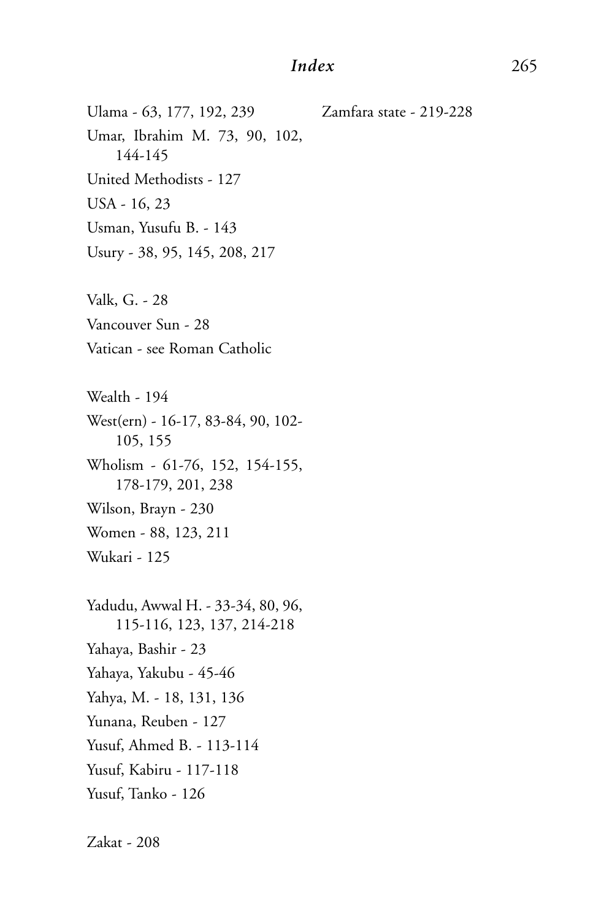Ulama - 63, 177, 192, 239

Umar, Ibrahim M. 73, 90, 102, 144-145

United Methodists - 127

USA - 16, 23

Usman, Yusufu B. - 143

Usury - 38, 95, 145, 208, 217

Valk, G. - 28

Vancouver Sun - 28

Vatican - see Roman Catholic

Wealth - 194

West(ern) - 16-17, 83-84, 90, 102-105, 155

Wholism - 61-76, 152, 154-155, 178-179, 201, 238

Wilson, Brayn - 230

Women - 88, 123, 211

Wukari - 125

Yadudu, Awwal H. - 33-34, 80, 96, 115-116, 123, 137, 214-218

Yahaya, Bashir - 23

Yahaya, Yakubu - 45-46

Yahya, M. - 18, 131, 136

Yunana, Reuben - 127

Yusuf, Ahmed B. - 113-114

Yusuf, Kabiru - 117-118

Yusuf, Tanko - 126

Zakat - 208

Zamfara state - 219-228